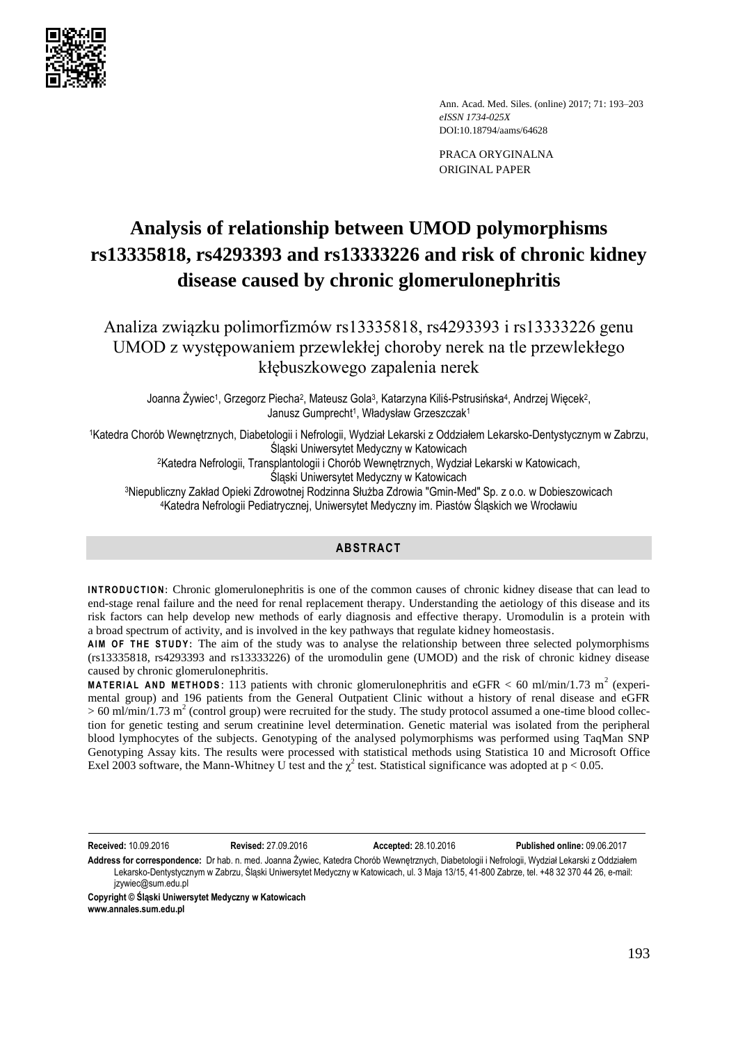Ann. Acad. Med. Siles. (online) 2017; 71: 193–203
*eISSN 1734-025X*
DOI:10.18794/aams/64628

PRACA ORYGINALNA
ORIGINAL PAPER

# Analysis of relationship between UMOD polymorphisms rs13335818, rs4293393 and rs13333226 and risk of chronic kidney disease caused by chronic glomerulonephritis

## Analiza związku polimorfizmów rs13335818, rs4293393 i rs13333226 genu UMOD z występowaniem przewlekłej choroby nerek na tle przewlekłego kłębuszkowego zapalenia nerek

Joanna Żywiec[1], Grzegorz Piecha[2], Mateusz Gola[3], Katarzyna Kiliś-Pstrusińska[4], Andrzej Więcek[2], Janusz Gumprecht[1], Władysław Grzeszczak[1]

[1]Katedra Chorób Wewnętrznych, Diabetologii i Nefrologii, Wydział Lekarski z Oddziałem Lekarsko-Dentystycznym w Zabrzu, Śląski Uniwersytet Medyczny w Katowicach
[2]Katedra Nefrologii, Transplantologii i Chorób Wewnętrznych, Wydział Lekarski w Katowicach, Śląski Uniwersytet Medyczny w Katowicach
[3]Niepubliczny Zakład Opieki Zdrowotnej Rodzinna Służba Zdrowia "Gmin-Med" Sp. z o.o. w Dobieszowicach
[4]Katedra Nefrologii Pediatrycznej, Uniwersytet Medyczny im. Piastów Śląskich we Wrocławiu

## ABSTRACT

**INTRODUCTION:** Chronic glomerulonephritis is one of the common causes of chronic kidney disease that can lead to end-stage renal failure and the need for renal replacement therapy. Understanding the aetiology of this disease and its risk factors can help develop new methods of early diagnosis and effective therapy. Uromodulin is a protein with a broad spectrum of activity, and is involved in the key pathways that regulate kidney homeostasis.

**AIM OF THE STUDY:** The aim of the study was to analyse the relationship between three selected polymorphisms (rs13335818, rs4293393 and rs13333226) of the uromodulin gene (UMOD) and the risk of chronic kidney disease caused by chronic glomerulonephritis.

**MATERIAL AND METHODS:** 113 patients with chronic glomerulonephritis and eGFR < 60 ml/min/1.73 m$^2$ (experimental group) and 196 patients from the General Outpatient Clinic without a history of renal disease and eGFR > 60 ml/min/1.73 m$^2$ (control group) were recruited for the study. The study protocol assumed a one-time blood collection for genetic testing and serum creatinine level determination. Genetic material was isolated from the peripheral blood lymphocytes of the subjects. Genotyping of the analysed polymorphisms was performed using TaqMan SNP Genotyping Assay kits. The results were processed with statistical methods using Statistica 10 and Microsoft Office Exel 2003 software, the Mann-Whitney U test and the $\chi^2$ test. Statistical significance was adopted at $p < 0.05$.

**Received:** 10.09.2016 **Revised:** 27.09.2016 **Accepted:** 28.10.2016 **Published online:** 09.06.2017

**Address for correspondence:** Dr hab. n. med. Joanna Żywiec, Katedra Chorób Wewnętrznych, Diabetologii i Nefrologii, Wydział Lekarski z Oddziałem Lekarsko-Dentystycznym w Zabrzu, Śląski Uniwersytet Medyczny w Katowicach, ul. 3 Maja 13/15, 41-800 Zabrze, tel. +48 32 370 44 26, e-mail: jzywiec@sum.edu.pl

**Copyright © Śląski Uniwersytet Medyczny w Katowicach**
**www.annales.sum.edu.pl**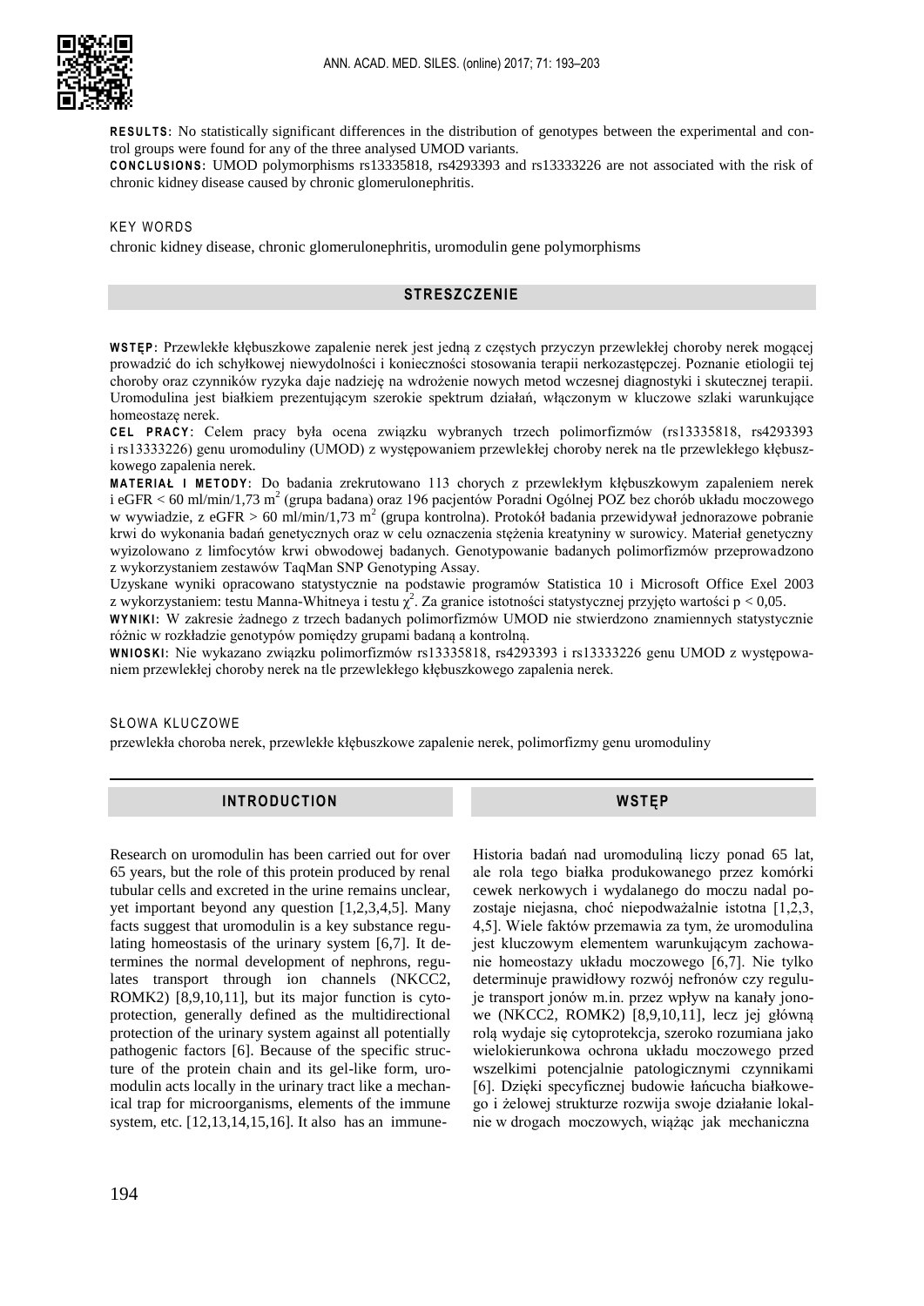**RESULTS:** No statistically significant differences in the distribution of genotypes between the experimental and control groups were found for any of the three analysed UMOD variants.

**CONCLUSIONS:** UMOD polymorphisms rs13335818, rs4293393 and rs13333226 are not associated with the risk of chronic kidney disease caused by chronic glomerulonephritis.

KEY WORDS

chronic kidney disease, chronic glomerulonephritis, uromodulin gene polymorphisms

## STRESZCZENIE

**WSTĘP:** Przewlekłe kłębuszkowe zapalenie nerek jest jedną z częstych przyczyn przewlekłej choroby nerek mogącej prowadzić do ich schyłkowej niewydolności i konieczności stosowania terapii nerkozastępczej. Poznanie etiologii tej choroby oraz czynników ryzyka daje nadzieję na wdrożenie nowych metod wczesnej diagnostyki i skutecznej terapii. Uromodulina jest białkiem prezentującym szerokie spektrum działań, włączonym w kluczowe szlaki warunkujące homeostazę nerek.

**CEL PRACY:** Celem pracy była ocena związku wybranych trzech polimorfizmów (rs13335818, rs4293393 i rs13333226) genu uromoduliny (UMOD) z występowaniem przewlekłej choroby nerek na tle przewlekłego kłębuszkowego zapalenia nerek.

**MATERIAŁ I METODY:** Do badania zrekrutowano 113 chorych z przewlekłym kłębuszkowym zapaleniem nerek i eGFR < 60 ml/min/1,73 m$^2$ (grupa badana) oraz 196 pacjentów Poradni Ogólnej POZ bez chorób układu moczowego w wywiadzie, z eGFR > 60 ml/min/1,73 m$^2$ (grupa kontrolna). Protokół badania przewidywał jednorazowe pobranie krwi do wykonania badań genetycznych oraz w celu oznaczenia stężenia kreatyniny w surowicy. Materiał genetyczny wyizolowano z limfocytów krwi obwodowej badanych. Genotypowanie badanych polimorfizmów przeprowadzono z wykorzystaniem zestawów TaqMan SNP Genotyping Assay.

Uzyskane wyniki opracowano statystycznie na podstawie programów Statistica 10 i Microsoft Office Exel 2003 z wykorzystaniem: testu Manna-Whitneya i testu $\chi^2$. Za granice istotności statystycznej przyjęto wartości p < 0,05.

**WYNIKI:** W zakresie żadnego z trzech badanych polimorfizmów UMOD nie stwierdzono znamiennych statystycznie różnic w rozkładzie genotypów pomiędzy grupami badaną a kontrolną.

**WNIOSKI:** Nie wykazano związku polimorfizmów rs13335818, rs4293393 i rs13333226 genu UMOD z występowaniem przewlekłej choroby nerek na tle przewlekłego kłębuszkowego zapalenia nerek.

SŁOWA KLUCZOWE

przewlekła choroba nerek, przewlekłe kłębuszkowe zapalenie nerek, polimorfizmy genu uromoduliny

## INTRODUCTION

Research on uromodulin has been carried out for over 65 years, but the role of this protein produced by renal tubular cells and excreted in the urine remains unclear, yet important beyond any question [1,2,3,4,5]. Many facts suggest that uromodulin is a key substance regulating homeostasis of the urinary system [6,7]. It determines the normal development of nephrons, regulates transport through ion channels (NKCC2, ROMK2) [8,9,10,11], but its major function is cytoprotection, generally defined as the multidirectional protection of the urinary system against all potentially pathogenic factors [6]. Because of the specific structure of the protein chain and its gel-like form, uromodulin acts locally in the urinary tract like a mechanical trap for microorganisms, elements of the immune system, etc. [12,13,14,15,16]. It also has an immune-

## WSTĘP

Historia badań nad uromoduliną liczy ponad 65 lat, ale rola tego białka produkowanego przez komórki cewek nerkowych i wydalanego do moczu nadal pozostaje niejasna, choć niepodważalnie istotna [1,2,3,4,5]. Wiele faktów przemawia za tym, że uromodulina jest kluczowym elementem warunkującym zachowanie homeostazy układu moczowego [6,7]. Nie tylko determinuje prawidłowy rozwój nefronów czy reguluje transport jonów m.in. przez wpływ na kanały jonowe (NKCC2, ROMK2) [8,9,10,11], lecz jej główną rolą wydaje się cytoprotekcja, szeroko rozumiana jako wielokierunkowa ochrona układu moczowego przed wszelkimi potencjalnie patologicznymi czynnikami [6]. Dzięki specyficznej budowie łańcucha białkowego i żelowej strukturze rozwija swoje działanie lokalnie w drogach moczowych, wiążąc jak mechaniczna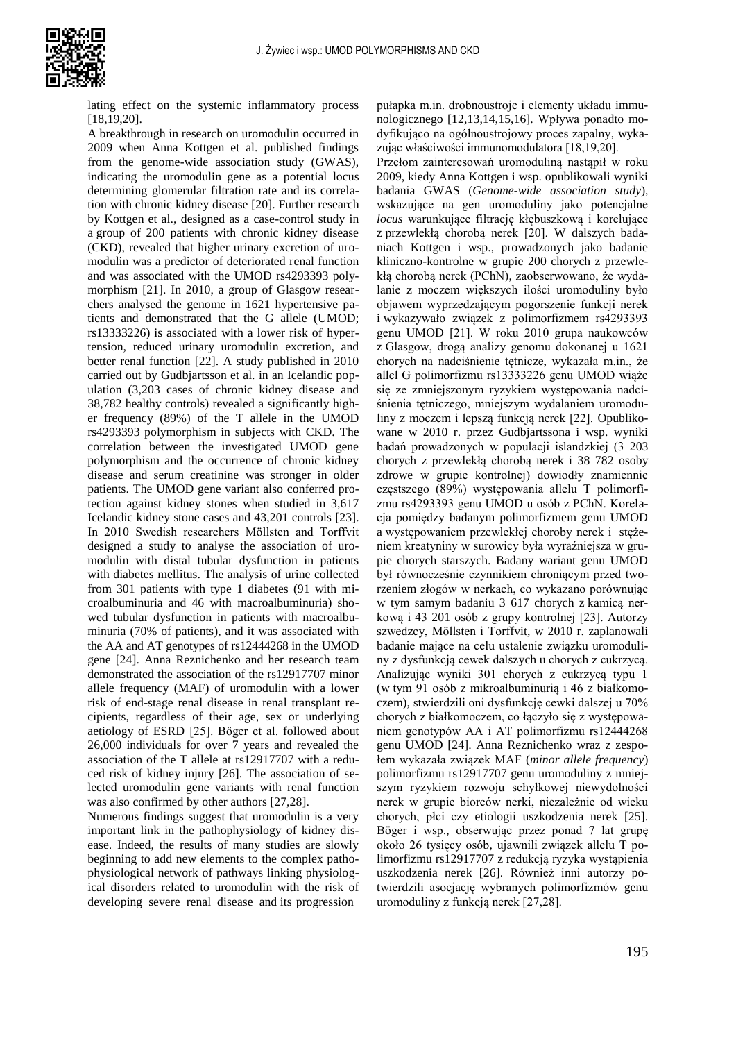lating effect on the systemic inflammatory process [18,19,20].

A breakthrough in research on uromodulin occurred in 2009 when Anna Kottgen et al. published findings from the genome-wide association study (GWAS), indicating the uromodulin gene as a potential locus determining glomerular filtration rate and its correlation with chronic kidney disease [20]. Further research by Kottgen et al., designed as a case-control study in a group of 200 patients with chronic kidney disease (CKD), revealed that higher urinary excretion of uromodulin was a predictor of deteriorated renal function and was associated with the UMOD rs4293393 polymorphism [21]. In 2010, a group of Glasgow researchers analysed the genome in 1621 hypertensive patients and demonstrated that the G allele (UMOD; rs13333226) is associated with a lower risk of hypertension, reduced urinary uromodulin excretion, and better renal function [22]. A study published in 2010 carried out by Gudbjartsson et al. in an Icelandic population (3,203 cases of chronic kidney disease and 38,782 healthy controls) revealed a significantly higher frequency (89%) of the T allele in the UMOD rs4293393 polymorphism in subjects with CKD. The correlation between the investigated UMOD gene polymorphism and the occurrence of chronic kidney disease and serum creatinine was stronger in older patients. The UMOD gene variant also conferred protection against kidney stones when studied in 3,617 Icelandic kidney stone cases and 43,201 controls [23]. In 2010 Swedish researchers Möllsten and Torffvit designed a study to analyse the association of uromodulin with distal tubular dysfunction in patients with diabetes mellitus. The analysis of urine collected from 301 patients with type 1 diabetes (91 with microalbuminuria and 46 with macroalbuminuria) showed tubular dysfunction in patients with macroalbuminuria (70% of patients), and it was associated with the AA and AT genotypes of rs12444268 in the UMOD gene [24]. Anna Reznichenko and her research team demonstrated the association of the rs12917707 minor allele frequency (MAF) of uromodulin with a lower risk of end-stage renal disease in renal transplant recipients, regardless of their age, sex or underlying aetiology of ESRD [25]. Böger et al. followed about 26,000 individuals for over 7 years and revealed the association of the T allele at rs12917707 with a reduced risk of kidney injury [26]. The association of selected uromodulin gene variants with renal function was also confirmed by other authors [27,28].

Numerous findings suggest that uromodulin is a very important link in the pathophysiology of kidney disease. Indeed, the results of many studies are slowly beginning to add new elements to the complex pathophysiological network of pathways linking physiological disorders related to uromodulin with the risk of developing severe renal disease and its progression

pułapka m.in. drobnoustroje i elementy układu immunologicznego [12,13,14,15,16]. Wpływa ponadto modyfikująco na ogólnoustrojowy proces zapalny, wykazując właściwości immunomodulatora [18,19,20].

Przełom zainteresowań uromoduliną nastąpił w roku 2009, kiedy Anna Kottgen i wsp. opublikowali wyniki badania GWAS (*Genome-wide association study*), wskazujące na gen uromoduliny jako potencjalne *locus* warunkujące filtrację kłębuszkową i korelujące z przewlekłą chorobą nerek [20]. W dalszych badaniach Kottgen i wsp., prowadzonych jako badanie kliniczno-kontrolne w grupie 200 chorych z przewlekłą chorobą nerek (PChN), zaobserwowano, że wydalanie z moczem większych ilości uromoduliny było objawem wyprzedzającym pogorszenie funkcji nerek i wykazywało związek z polimorfizmem rs4293393 genu UMOD [21]. W roku 2010 grupa naukowców z Glasgow, drogą analizy genomu dokonanej u 1621 chorych na nadciśnienie tętnicze, wykazała m.in., że allel G polimorfizmu rs13333226 genu UMOD wiąże się ze zmniejszonym ryzykiem występowania nadciśnienia tętniczego, mniejszym wydalaniem uromoduliny z moczem i lepszą funkcją nerek [22]. Opublikowane w 2010 r. przez Gudbjartssona i wsp. wyniki badań prowadzonych w populacji islandzkiej (3 203 chorych z przewlekłą chorobą nerek i 38 782 osoby zdrowe w grupie kontrolnej) dowiodły znamiennie częstszego (89%) występowania allelu T polimorfizmu rs4293393 genu UMOD u osób z PChN. Korelacja pomiędzy badanym polimorfizmem genu UMOD a występowaniem przewlekłej choroby nerek i stężeniem kreatyniny w surowicy była wyraźniejsza w grupie chorych starszych. Badany wariant genu UMOD był równocześnie czynnikiem chroniącym przed tworzeniem złogów w nerkach, co wykazano porównując w tym samym badaniu 3 617 chorych z kamicą nerkową i 43 201 osób z grupy kontrolnej [23]. Autorzy szwedzcy, Möllsten i Torffvit, w 2010 r. zaplanowali badanie mające na celu ustalenie związku uromoduliny z dysfunkcją cewek dalszych u chorych z cukrzycą. Analizując wyniki 301 chorych z cukrzycą typu 1 (w tym 91 osób z mikroalbuminurią i 46 z białkomoczem), stwierdzili oni dysfunkcję cewki dalszej u 70% chorych z białkomoczem, co łączyło się z występowaniem genotypów AA i AT polimorfizmu rs12444268 genu UMOD [24]. Anna Reznichenko wraz z zespołem wykazała związek MAF (*minor allele frequency*) polimorfizmu rs12917707 genu uromoduliny z mniejszym ryzykiem rozwoju schyłkowej niewydolności nerek w grupie biorców nerki, niezależnie od wieku chorych, płci czy etiologii uszkodzenia nerek [25]. Böger i wsp., obserwując przez ponad 7 lat grupę około 26 tysięcy osób, ujawnili związek allelu T polimorfizmu rs12917707 z redukcją ryzyka wystąpienia uszkodzenia nerek [26]. Również inni autorzy potwierdzili asocjację wybranych polimorfizmów genu uromoduliny z funkcją nerek [27,28].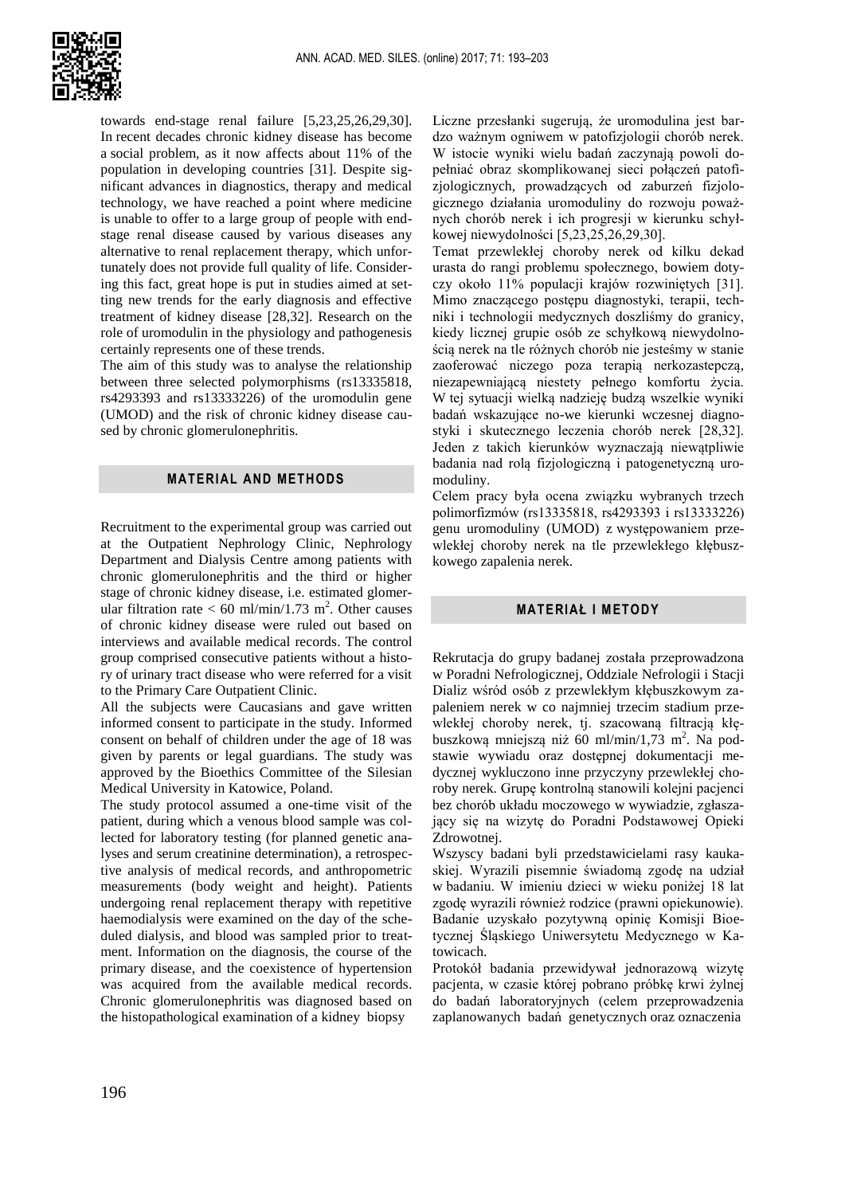towards end-stage renal failure [5,23,25,26,29,30]. In recent decades chronic kidney disease has become a social problem, as it now affects about 11% of the population in developing countries [31]. Despite significant advances in diagnostics, therapy and medical technology, we have reached a point where medicine is unable to offer to a large group of people with end-stage renal disease caused by various diseases any alternative to renal replacement therapy, which unfortunately does not provide full quality of life. Considering this fact, great hope is put in studies aimed at setting new trends for the early diagnosis and effective treatment of kidney disease [28,32]. Research on the role of uromodulin in the physiology and pathogenesis certainly represents one of these trends.

The aim of this study was to analyse the relationship between three selected polymorphisms (rs13335818, rs4293393 and rs13333226) of the uromodulin gene (UMOD) and the risk of chronic kidney disease caused by chronic glomerulonephritis.

## MATERIAL AND METHODS

Recruitment to the experimental group was carried out at the Outpatient Nephrology Clinic, Nephrology Department and Dialysis Centre among patients with chronic glomerulonephritis and the third or higher stage of chronic kidney disease, i.e. estimated glomerular filtration rate < 60 ml/min/1.73 m$^2$. Other causes of chronic kidney disease were ruled out based on interviews and available medical records. The control group comprised consecutive patients without a history of urinary tract disease who were referred for a visit to the Primary Care Outpatient Clinic.

All the subjects were Caucasians and gave written informed consent to participate in the study. Informed consent on behalf of children under the age of 18 was given by parents or legal guardians. The study was approved by the Bioethics Committee of the Silesian Medical University in Katowice, Poland.

The study protocol assumed a one-time visit of the patient, during which a venous blood sample was collected for laboratory testing (for planned genetic analyses and serum creatinine determination), a retrospective analysis of medical records, and anthropometric measurements (body weight and height). Patients undergoing renal replacement therapy with repetitive haemodialysis were examined on the day of the scheduled dialysis, and blood was sampled prior to treatment. Information on the diagnosis, the course of the primary disease, and the coexistence of hypertension was acquired from the available medical records. Chronic glomerulonephritis was diagnosed based on the histopathological examination of a kidney biopsy

Liczne przesłanki sugerują, że uromodulina jest bardzo ważnym ogniwem w patofizjologii chorób nerek. W istocie wyniki wielu badań zaczynają powoli dopełniać obraz skomplikowanej sieci połączeń patofizjologicznych, prowadzących od zaburzeń fizjologicznego działania uromoduliny do rozwoju poważnych chorób nerek i ich progresji w kierunku schyłkowej niewydolności [5,23,25,26,29,30].

Temat przewlekłej choroby nerek od kilku dekad urasta do rangi problemu społecznego, bowiem dotyczy około 11% populacji krajów rozwiniętych [31]. Mimo znaczącego postępu diagnostyki, terapii, techniki i technologii medycznych doszliśmy do granicy, kiedy licznej grupie osób ze schyłkową niewydolnością nerek na tle różnych chorób nie jesteśmy w stanie zaoferować niczego poza terapią nerkozastępczą, niezapewniającą niestety pełnego komfortu życia. W tej sytuacji wielką nadzieję budzą wszelkie wyniki badań wskazujące no-we kierunki wczesnej diagnostyki i skutecznego leczenia chorób nerek [28,32]. Jeden z takich kierunków wyznaczają niewątpliwie badania nad rolą fizjologiczną i patogenetyczną uromoduliny.

Celem pracy była ocena związku wybranych trzech polimorfizmów (rs13335818, rs4293393 i rs13333226) genu uromoduliny (UMOD) z występowaniem przewlekłej choroby nerek na tle przewlekłego kłębuszkowego zapalenia nerek.

## MATERIAŁ I METODY

Rekrutacja do grupy badanej została przeprowadzona w Poradni Nefrologicznej, Oddziale Nefrologii i Stacji Dializ wśród osób z przewlekłym kłębuszkowym zapaleniem nerek w co najmniej trzecim stadium przewlekłej choroby nerek, tj. szacowaną filtracją kłębuszkową mniejszą niż 60 ml/min/1,73 m$^2$. Na podstawie wywiadu oraz dostępnej dokumentacji medycznej wykluczono inne przyczyny przewlekłej choroby nerek. Grupę kontrolną stanowili kolejni pacjenci bez chorób układu moczowego w wywiadzie, zgłaszający się na wizytę do Poradni Podstawowej Opieki Zdrowotnej.

Wszyscy badani byli przedstawicielami rasy kaukaskiej. Wyrazili pisemnie świadomą zgodę na udział w badaniu. W imieniu dzieci w wieku poniżej 18 lat zgodę wyrazili również rodzice (prawni opiekunowie). Badanie uzyskało pozytywną opinię Komisji Bioetycznej Śląskiego Uniwersytetu Medycznego w Katowicach.

Protokół badania przewidywał jednorazową wizytę pacjenta, w czasie której pobrano próbkę krwi żylnej do badań laboratoryjnych (celem przeprowadzenia zaplanowanych badań genetycznych oraz oznaczenia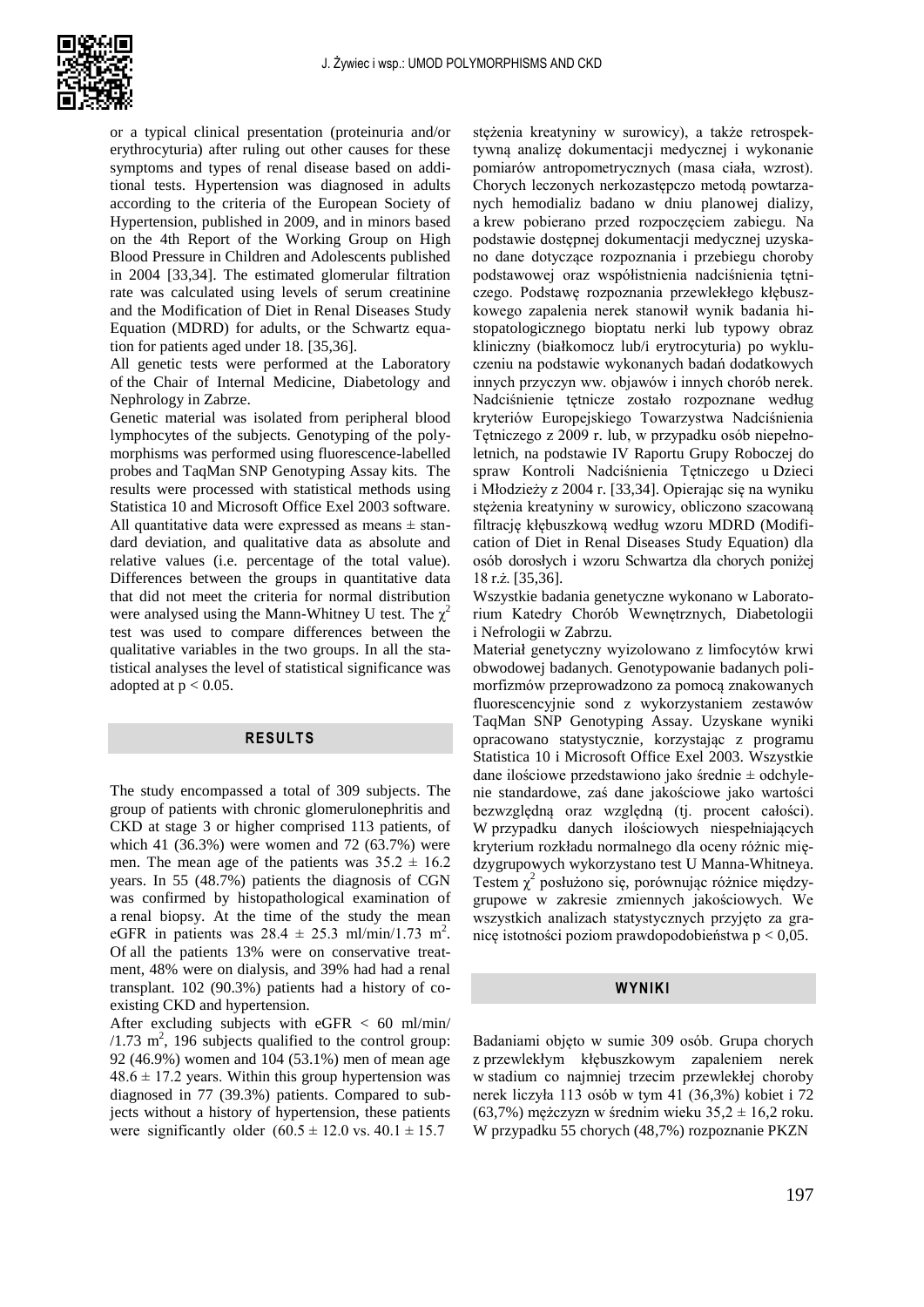or a typical clinical presentation (proteinuria and/or erythrocyturia) after ruling out other causes for these symptoms and types of renal disease based on additional tests. Hypertension was diagnosed in adults according to the criteria of the European Society of Hypertension, published in 2009, and in minors based on the 4th Report of the Working Group on High Blood Pressure in Children and Adolescents published in 2004 [33,34]. The estimated glomerular filtration rate was calculated using levels of serum creatinine and the Modification of Diet in Renal Diseases Study Equation (MDRD) for adults, or the Schwartz equation for patients aged under 18. [35,36].

All genetic tests were performed at the Laboratory of the Chair of Internal Medicine, Diabetology and Nephrology in Zabrze.

Genetic material was isolated from peripheral blood lymphocytes of the subjects. Genotyping of the polymorphisms was performed using fluorescence-labelled probes and TaqMan SNP Genotyping Assay kits. The results were processed with statistical methods using Statistica 10 and Microsoft Office Exel 2003 software. All quantitative data were expressed as means ± standard deviation, and qualitative data as absolute and relative values (i.e. percentage of the total value). Differences between the groups in quantitative data that did not meet the criteria for normal distribution were analysed using the Mann-Whitney U test. The $\chi^2$ test was used to compare differences between the qualitative variables in the two groups. In all the statistical analyses the level of statistical significance was adopted at $p < 0.05$.

## RESULTS

The study encompassed a total of 309 subjects. The group of patients with chronic glomerulonephritis and CKD at stage 3 or higher comprised 113 patients, of which 41 (36.3%) were women and 72 (63.7%) were men. The mean age of the patients was 35.2 ± 16.2 years. In 55 (48.7%) patients the diagnosis of CGN was confirmed by histopathological examination of a renal biopsy. At the time of the study the mean eGFR in patients was 28.4 ± 25.3 ml/min/1.73 $m^2$. Of all the patients 13% were on conservative treatment, 48% were on dialysis, and 39% had had a renal transplant. 102 (90.3%) patients had a history of co-existing CKD and hypertension.

After excluding subjects with eGFR < 60 ml/min//1.73 $m^2$, 196 subjects qualified to the control group: 92 (46.9%) women and 104 (53.1%) men of mean age 48.6 ± 17.2 years. Within this group hypertension was diagnosed in 77 (39.3%) patients. Compared to subjects without a history of hypertension, these patients were significantly older (60.5 ± 12.0 vs. 40.1 ± 15.7

stężenia kreatyniny w surowicy), a także retrospektywną analizę dokumentacji medycznej i wykonanie pomiarów antropometrycznych (masa ciała, wzrost). Chorych leczonych nerkozastępczo metodą powtarzanych hemodializ badano w dniu planowej dializy, a krew pobierano przed rozpoczęciem zabiegu. Na podstawie dostępnej dokumentacji medycznej uzyskano dane dotyczące rozpoznania i przebiegu choroby podstawowej oraz współistnienia nadciśnienia tętniczego. Podstawę rozpoznania przewlekłego kłębuszkowego zapalenia nerek stanowił wynik badania histopatologicznego bioptatu nerki lub typowy obraz kliniczny (białkomocz lub/i erytrocyturia) po wykluczeniu na podstawie wykonanych badań dodatkowych innych przyczyn ww. objawów i innych chorób nerek. Nadciśnienie tętnicze zostało rozpoznane według kryteriów Europejskiego Towarzystwa Nadciśnienia Tętniczego z 2009 r. lub, w przypadku osób niepełnoletnich, na podstawie IV Raportu Grupy Roboczej do spraw Kontroli Nadciśnienia Tętniczego u Dzieci i Młodzieży z 2004 r. [33,34]. Opierając się na wyniku stężenia kreatyniny w surowicy, obliczono szacowaną filtrację kłębuszkową według wzoru MDRD (Modification of Diet in Renal Diseases Study Equation) dla osób dorosłych i wzoru Schwartza dla chorych poniżej 18 r.ż. [35,36].

Wszystkie badania genetyczne wykonano w Laboratorium Katedry Chorób Wewnętrznych, Diabetologii i Nefrologii w Zabrzu.

Materiał genetyczny wyizolowano z limfocytów krwi obwodowej badanych. Genotypowanie badanych polimorfizmów przeprowadzono za pomocą znakowanych fluorescencyjnie sond z wykorzystaniem zestawów TaqMan SNP Genotyping Assay. Uzyskane wyniki opracowano statystycznie, korzystając z programu Statistica 10 i Microsoft Office Exel 2003. Wszystkie dane ilościowe przedstawiono jako średnie ± odchylenie standardowe, zaś dane jakościowe jako wartości bezwzględną oraz względną (tj. procent całości). W przypadku danych ilościowych niespełniających kryterium rozkładu normalnego dla oceny różnic międzygrupowych wykorzystano test U Manna-Whitneya. Testem $\chi^2$ posłużono się, porównując różnice międzygrupowe w zakresie zmiennych jakościowych. We wszystkich analizach statystycznych przyjęto za granicę istotności poziom prawdopodobieństwa $p < 0,05$.

## WYNIKI

Badaniami objęto w sumie 309 osób. Grupa chorych z przewlekłym kłębuszkowym zapaleniem nerek w stadium co najmniej trzecim przewlekłej choroby nerek liczyła 113 osób w tym 41 (36,3%) kobiet i 72 (63,7%) mężczyzn w średnim wieku 35,2 ± 16,2 roku. W przypadku 55 chorych (48,7%) rozpoznanie PKZN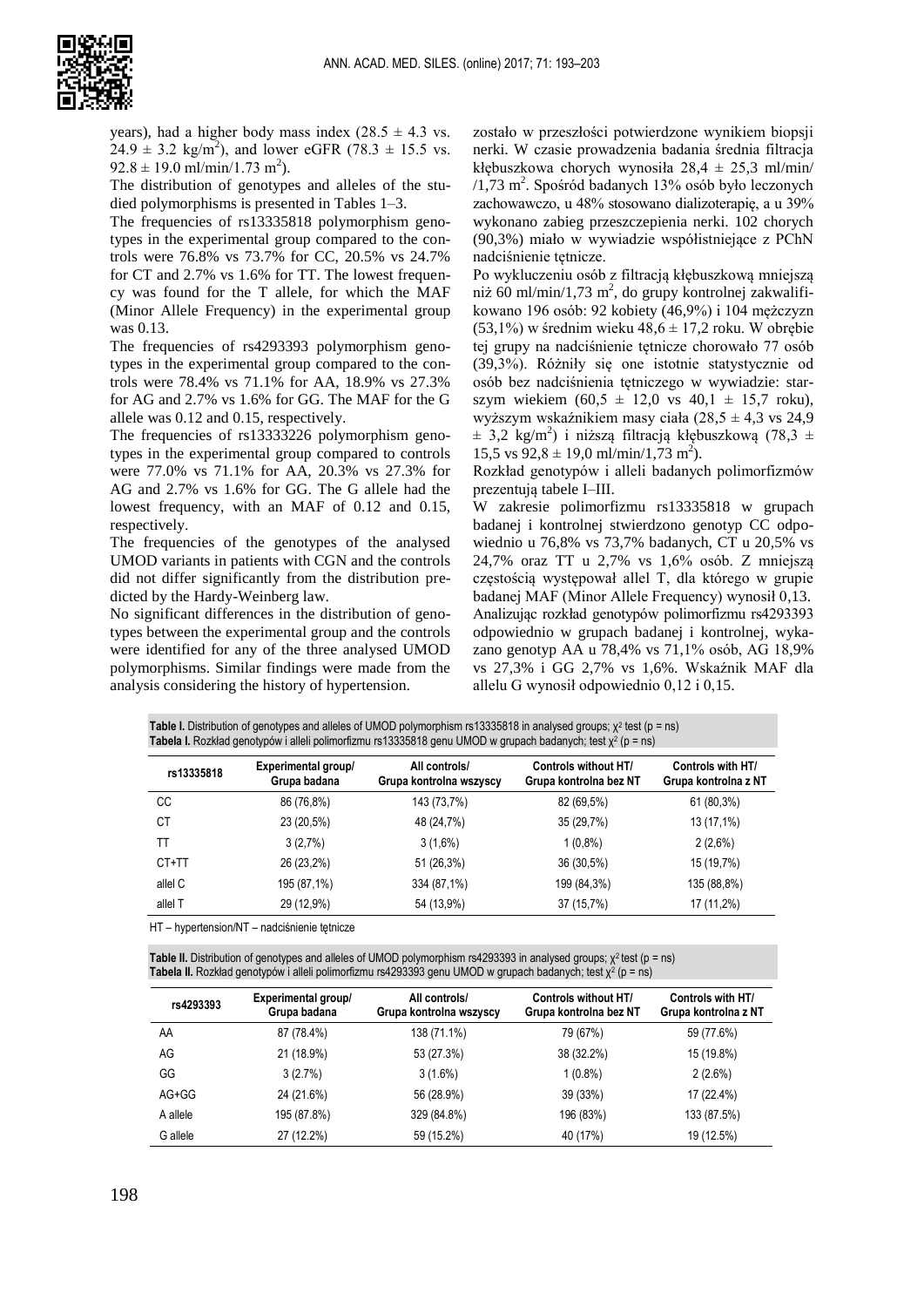years), had a higher body mass index ($28.5 \pm 4.3$ vs. $24.9 \pm 3.2$ kg/m$^2$), and lower eGFR ($78.3 \pm 15.5$ vs. $92.8 \pm 19.0$ ml/min/1.73 m$^2$).

The distribution of genotypes and alleles of the studied polymorphisms is presented in Tables 1–3.

The frequencies of rs13335818 polymorphism genotypes in the experimental group compared to the controls were 76.8% vs 73.7% for CC, 20.5% vs 24.7% for CT and 2.7% vs 1.6% for TT. The lowest frequency was found for the T allele, for which the MAF (Minor Allele Frequency) in the experimental group was 0.13.

The frequencies of rs4293393 polymorphism genotypes in the experimental group compared to the controls were 78.4% vs 71.1% for AA, 18.9% vs 27.3% for AG and 2.7% vs 1.6% for GG. The MAF for the G allele was 0.12 and 0.15, respectively.

The frequencies of rs13333226 polymorphism genotypes in the experimental group compared to controls were 77.0% vs 71.1% for AA, 20.3% vs 27.3% for AG and 2.7% vs 1.6% for GG. The G allele had the lowest frequency, with an MAF of 0.12 and 0.15, respectively.

The frequencies of the genotypes of the analysed UMOD variants in patients with CGN and the controls did not differ significantly from the distribution predicted by the Hardy-Weinberg law.

No significant differences in the distribution of genotypes between the experimental group and the controls were identified for any of the three analysed UMOD polymorphisms. Similar findings were made from the analysis considering the history of hypertension.

zostało w przeszłości potwierdzone wynikiem biopsji nerki. W czasie prowadzenia badania średnia filtracja kłębuszkowa chorych wynosiła $28,4 \pm 25,3$ ml/min/ /1,73 m$^2$. Spośród badanych 13% osób było leczonych zachowawczo, u 48% stosowano dializoterapię, a u 39% wykonano zabieg przeszczepienia nerki. 102 chorych (90,3%) miało w wywiadzie współistniejące z PChN nadciśnienie tętnicze.

Po wykluczeniu osób z filtracją kłębuszkową mniejszą niż 60 ml/min/1,73 m$^2$, do grupy kontrolnej zakwalifikowano 196 osób: 92 kobiety (46,9%) i 104 mężczyzn (53,1%) w średnim wieku $48,6 \pm 17,2$ roku. W obrębie tej grupy na nadciśnienie tętnicze chorowało 77 osób (39,3%). Różniły się one istotnie statystycznie od osób bez nadciśnienia tętniczego w wywiadzie: starszym wiekiem ($60,5 \pm 12,0$ vs $40,1 \pm 15,7$ roku), wyższym wskaźnikiem masy ciała ($28,5 \pm 4,3$ vs $24,9 \pm 3,2$ kg/m$^2$) i niższą filtracją kłębuszkową ($78,3 \pm 15,5$ vs $92,8 \pm 19,0$ ml/min/1,73 m$^2$).

Rozkład genotypów i alleli badanych polimorfizmów prezentują tabele I–III.

W zakresie polimorfizmu rs13335818 w grupach badanej i kontrolnej stwierdzono genotyp CC odpowiednio u 76,8% vs 73,7% badanych, CT u 20,5% vs 24,7% oraz TT u 2,7% vs 1,6% osób. Z mniejszą częstością występował allel T, dla którego w grupie badanej MAF (Minor Allele Frequency) wynosił 0,13.

Analizując rozkład genotypów polimorfizmu rs4293393 odpowiednio w grupach badanej i kontrolnej, wykazano genotyp AA u 78,4% vs 71,1% osób, AG 18,9% vs 27,3% i GG 2,7% vs 1,6%. Wskaźnik MAF dla allelu G wynosił odpowiednio 0,12 i 0,15.

**Table I.** Distribution of genotypes and alleles of UMOD polymorphism rs13335818 in analysed groups; $\chi^2$ test (p = ns)
**Tabela I.** Rozkład genotypów i alleli polimorfizmu rs13335818 genu UMOD w grupach badanych; test $\chi^2$ (p = ns)

| rs13335818 | Experimental group/ Grupa badana | All controls/ Grupa kontrolna wszyscy | Controls without HT/ Grupa kontrolna bez NT | Controls with HT/ Grupa kontrolna z NT |
|---|---|---|---|---|
| CC | 86 (76,8%) | 143 (73,7%) | 82 (69,5%) | 61 (80,3%) |
| CT | 23 (20,5%) | 48 (24,7%) | 35 (29,7%) | 13 (17,1%) |
| TT | 3 (2,7%) | 3 (1,6%) | 1 (0,8%) | 2 (2,6%) |
| CT+TT | 26 (23,2%) | 51 (26,3%) | 36 (30,5%) | 15 (19,7%) |
| allel C | 195 (87,1%) | 334 (87,1%) | 199 (84,3%) | 135 (88,8%) |
| allel T | 29 (12,9%) | 54 (13,9%) | 37 (15,7%) | 17 (11,2%) |

HT – hypertension/NT – nadciśnienie tętnicze

**Table II.** Distribution of genotypes and alleles of UMOD polymorphism rs4293393 in analysed groups; $\chi^2$ test (p = ns)
**Tabela II.** Rozkład genotypów i alleli polimorfizmu rs4293393 genu UMOD w grupach badanych; test $\chi^2$ (p = ns)

| rs4293393 | Experimental group/ Grupa badana | All controls/ Grupa kontrolna wszyscy | Controls without HT/ Grupa kontrolna bez NT | Controls with HT/ Grupa kontrolna z NT |
|---|---|---|---|---|
| AA | 87 (78.4%) | 138 (71.1%) | 79 (67%) | 59 (77.6%) |
| AG | 21 (18.9%) | 53 (27.3%) | 38 (32.2%) | 15 (19.8%) |
| GG | 3 (2.7%) | 3 (1.6%) | 1 (0.8%) | 2 (2.6%) |
| AG+GG | 24 (21.6%) | 56 (28.9%) | 39 (33%) | 17 (22.4%) |
| A allele | 195 (87.8%) | 329 (84.8%) | 196 (83%) | 133 (87.5%) |
| G allele | 27 (12.2%) | 59 (15.2%) | 40 (17%) | 19 (12.5%) |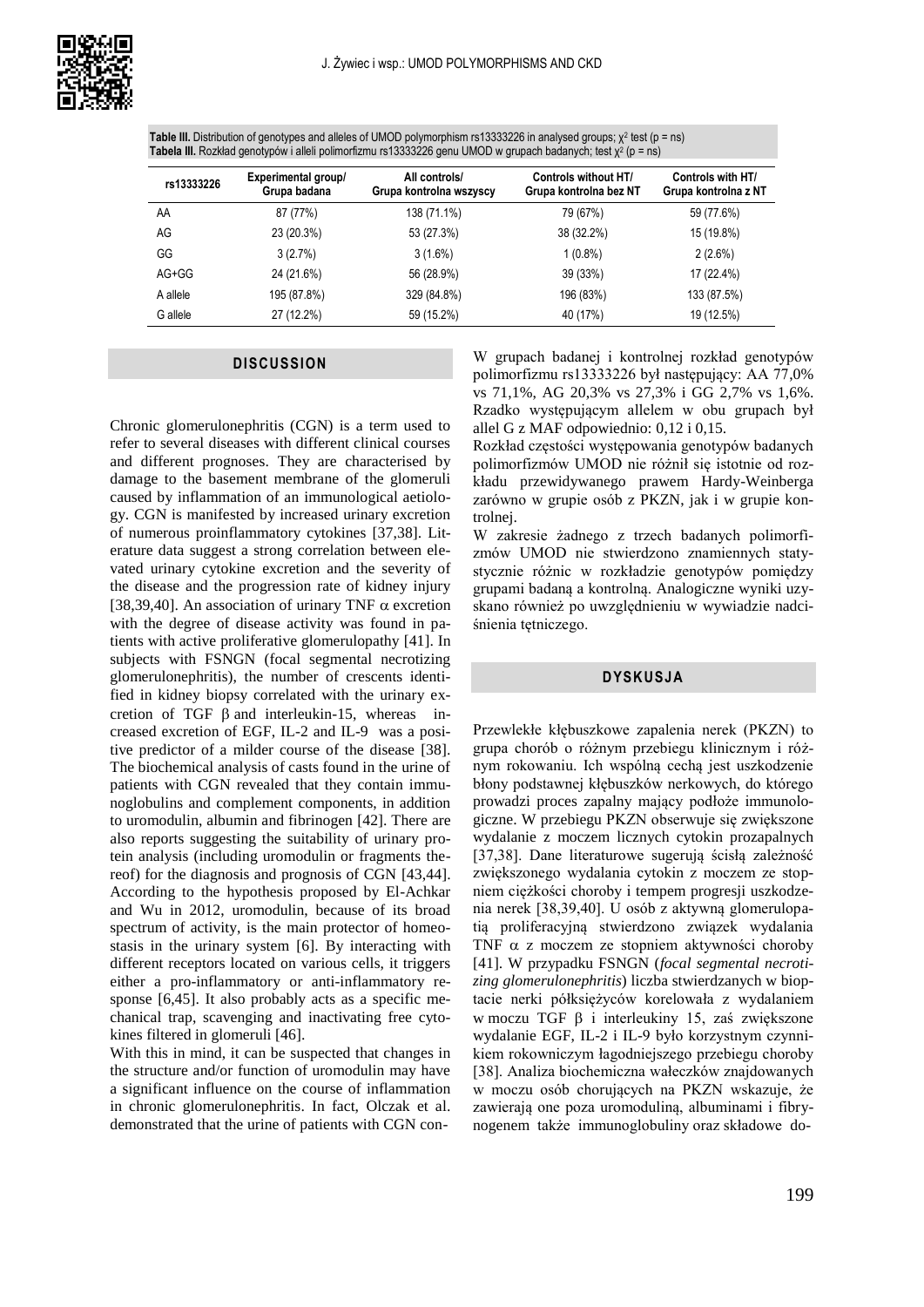**Table III.** Distribution of genotypes and alleles of UMOD polymorphism rs13333226 in analysed groups; $\chi^2$ test (p = ns)
**Tabela III.** Rozkład genotypów i alleli polimorfizmu rs13333226 genu UMOD w grupach badanych; test $\chi^2$ (p = ns)

| rs13333226 | Experimental group/ Grupa badana | All controls/ Grupa kontrolna wszyscy | Controls without HT/ Grupa kontrolna bez NT | Controls with HT/ Grupa kontrolna z NT |
|---|---|---|---|---|
| AA | 87 (77%) | 138 (71.1%) | 79 (67%) | 59 (77.6%) |
| AG | 23 (20.3%) | 53 (27.3%) | 38 (32.2%) | 15 (19.8%) |
| GG | 3 (2.7%) | 3 (1.6%) | 1 (0.8%) | 2 (2.6%) |
| AG+GG | 24 (21.6%) | 56 (28.9%) | 39 (33%) | 17 (22.4%) |
| A allele | 195 (87.8%) | 329 (84.8%) | 196 (83%) | 133 (87.5%) |
| G allele | 27 (12.2%) | 59 (15.2%) | 40 (17%) | 19 (12.5%) |

## DISCUSSION

Chronic glomerulonephritis (CGN) is a term used to refer to several diseases with different clinical courses and different prognoses. They are characterised by damage to the basement membrane of the glomeruli caused by inflammation of an immunological aetiology. CGN is manifested by increased urinary excretion of numerous proinflammatory cytokines [37,38]. Literature data suggest a strong correlation between elevated urinary cytokine excretion and the severity of the disease and the progression rate of kidney injury [38,39,40]. An association of urinary TNF α excretion with the degree of disease activity was found in patients with active proliferative glomerulopathy [41]. In subjects with FSNGN (focal segmental necrotizing glomerulonephritis), the number of crescents identified in kidney biopsy correlated with the urinary excretion of TGF β and interleukin-15, whereas increased excretion of EGF, IL-2 and IL-9 was a positive predictor of a milder course of the disease [38]. The biochemical analysis of casts found in the urine of patients with CGN revealed that they contain immunoglobulins and complement components, in addition to uromodulin, albumin and fibrinogen [42]. There are also reports suggesting the suitability of urinary protein analysis (including uromodulin or fragments thereof) for the diagnosis and prognosis of CGN [43,44]. According to the hypothesis proposed by El-Achkar and Wu in 2012, uromodulin, because of its broad spectrum of activity, is the main protector of homeostasis in the urinary system [6]. By interacting with different receptors located on various cells, it triggers either a pro-inflammatory or anti-inflammatory response [6,45]. It also probably acts as a specific mechanical trap, scavenging and inactivating free cytokines filtered in glomeruli [46].

With this in mind, it can be suspected that changes in the structure and/or function of uromodulin may have a significant influence on the course of inflammation in chronic glomerulonephritis. In fact, Olczak et al. demonstrated that the urine of patients with CGN con-

W grupach badanej i kontrolnej rozkład genotypów polimorfizmu rs13333226 był następujący: AA 77,0% vs 71,1%, AG 20,3% vs 27,3% i GG 2,7% vs 1,6%. Rzadko występującym allelem w obu grupach był allel G z MAF odpowiednio: 0,12 i 0,15.

Rozkład częstości występowania genotypów badanych polimorfizmów UMOD nie różnił się istotnie od rozkładu przewidywanego prawem Hardy-Weinberga zarówno w grupie osób z PKZN, jak i w grupie kontrolnej.

W zakresie żadnego z trzech badanych polimorfizmów UMOD nie stwierdzono znamiennych statystycznie różnic w rozkładzie genotypów pomiędzy grupami badaną a kontrolną. Analogiczne wyniki uzyskano również po uwzględnieniu w wywiadzie nadciśnienia tętniczego.

## DYSKUSJA

Przewlekłe kłębuszkowe zapalenia nerek (PKZN) to grupa chorób o różnym przebiegu klinicznym i różnym rokowaniu. Ich wspólną cechą jest uszkodzenie błony podstawnej kłębuszków nerkowych, do którego prowadzi proces zapalny mający podłoże immunologiczne. W przebiegu PKZN obserwuje się zwiększone wydalanie z moczem licznych cytokin prozapalnych [37,38]. Dane literaturowe sugerują ścisłą zależność zwiększonego wydalania cytokin z moczem ze stopniem ciężkości choroby i tempem progresji uszkodzenia nerek [38,39,40]. U osób z aktywną glomerulopatią proliferacyjną stwierdzono związek wydalania TNF α z moczem ze stopniem aktywności choroby [41]. W przypadku FSNGN (*focal segmental necrotizing glomerulonephritis*) liczba stwierdzanych w biopsji nerki półksiężyców korelowała z wydalaniem w moczu TGF β i interleukiny 15, zaś zwiększone wydalanie EGF, IL-2 i IL-9 było korzystnym czynnikiem rokowniczym łagodniejszego przebiegu choroby [38]. Analiza biochemiczna wałeczków znajdowanych w moczu osób chorujących na PKZN wskazuje, że zawierają one poza uromoduliną, albuminami i fibrynogenem także immunoglobuliny oraz składowe do-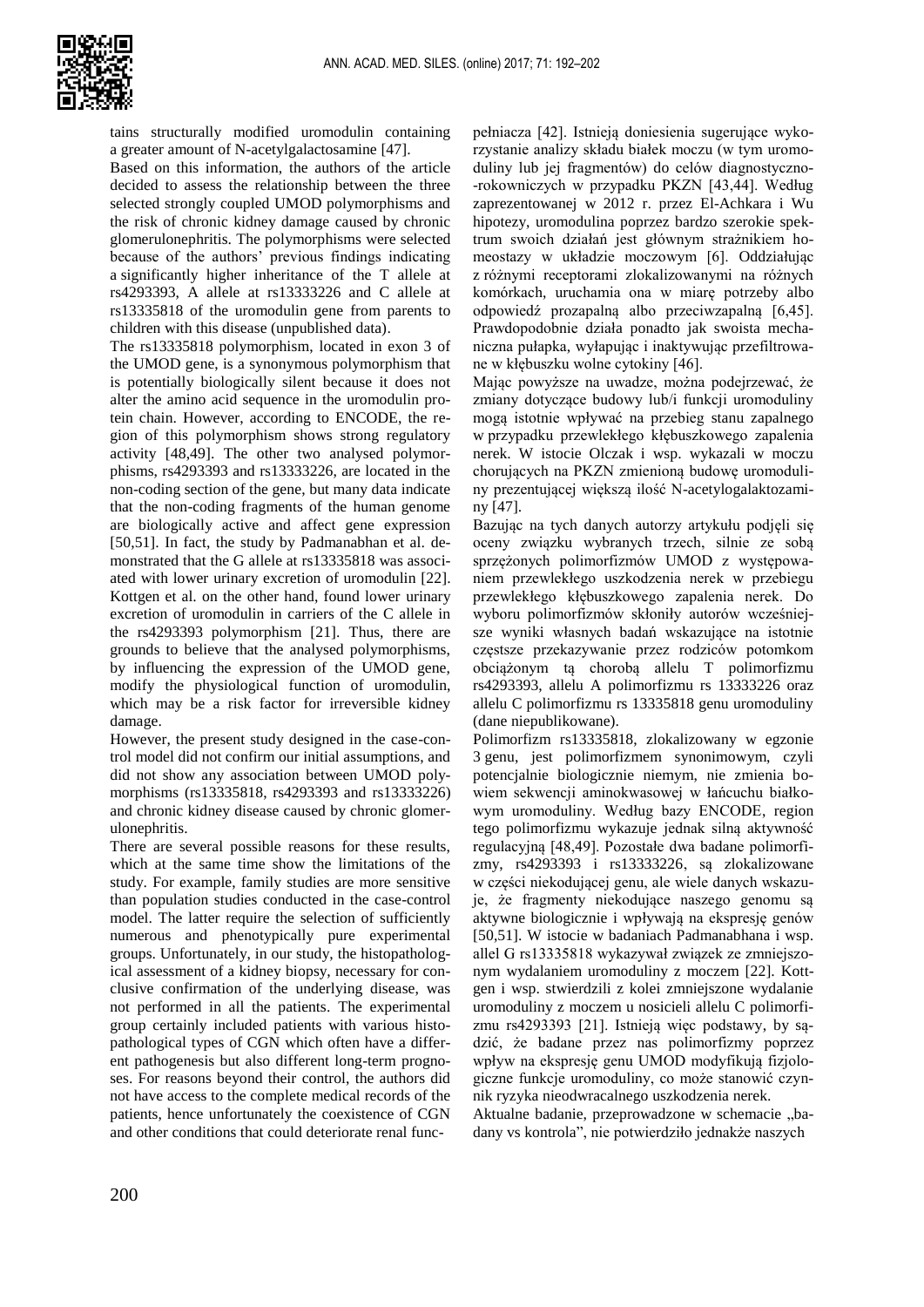tains structurally modified uromodulin containing a greater amount of N-acetylgalactosamine [47].

Based on this information, the authors of the article decided to assess the relationship between the three selected strongly coupled UMOD polymorphisms and the risk of chronic kidney damage caused by chronic glomerulonephritis. The polymorphisms were selected because of the authors' previous findings indicating a significantly higher inheritance of the T allele at rs4293393, A allele at rs13333226 and C allele at rs13335818 of the uromodulin gene from parents to children with this disease (unpublished data).

The rs13335818 polymorphism, located in exon 3 of the UMOD gene, is a synonymous polymorphism that is potentially biologically silent because it does not alter the amino acid sequence in the uromodulin protein chain. However, according to ENCODE, the region of this polymorphism shows strong regulatory activity [48,49]. The other two analysed polymorphisms, rs4293393 and rs13333226, are located in the non-coding section of the gene, but many data indicate that the non-coding fragments of the human genome are biologically active and affect gene expression [50,51]. In fact, the study by Padmanabhan et al. demonstrated that the G allele at rs13335818 was associated with lower urinary excretion of uromodulin [22]. Kottgen et al. on the other hand, found lower urinary excretion of uromodulin in carriers of the C allele in the rs4293393 polymorphism [21]. Thus, there are grounds to believe that the analysed polymorphisms, by influencing the expression of the UMOD gene, modify the physiological function of uromodulin, which may be a risk factor for irreversible kidney damage.

However, the present study designed in the case-control model did not confirm our initial assumptions, and did not show any association between UMOD polymorphisms (rs13335818, rs4293393 and rs13333226) and chronic kidney disease caused by chronic glomerulonephritis.

There are several possible reasons for these results, which at the same time show the limitations of the study. For example, family studies are more sensitive than population studies conducted in the case-control model. The latter require the selection of sufficiently numerous and phenotypically pure experimental groups. Unfortunately, in our study, the histopathological assessment of a kidney biopsy, necessary for conclusive confirmation of the underlying disease, was not performed in all the patients. The experimental group certainly included patients with various histopathological types of CGN which often have a different pathogenesis but also different long-term prognoses. For reasons beyond their control, the authors did not have access to the complete medical records of the patients, hence unfortunately the coexistence of CGN and other conditions that could deteriorate renal func-

pełniacza [42]. Istnieją doniesienia sugerujące wykorzystanie analizy składu białek moczu (w tym uromoduliny lub jej fragmentów) do celów diagnostyczno-rokowniczych w przypadku PKZN [43,44]. Według zaprezentowanej w 2012 r. przez El-Achkara i Wu hipotezy, uromodulina poprzez bardzo szerokie spektrum swoich działań jest głównym strażnikiem homeostazy w układzie moczowym [6]. Oddziałując z różnymi receptorami zlokalizowanymi na różnych komórkach, uruchamia ona w miarę potrzeby albo odpowiedź prozapalną albo przeciwzapalną [6,45]. Prawdopodobnie działa ponadto jak swoista mechaniczna pułapka, wyłapując i inaktywując przefiltrowane w kłębuszku wolne cytokiny [46].

Mając powyższe na uwadze, można podejrzewać, że zmiany dotyczące budowy lub/i funkcji uromoduliny mogą istotnie wpływać na przebieg stanu zapalnego w przypadku przewlekłego kłębuszkowego zapalenia nerek. W istocie Olczak i wsp. wykazali w moczu chorujących na PKZN zmienioną budowę uromoduliny prezentującej większą ilość N-acetylogalaktozaminy [47].

Bazując na tych danych autorzy artykułu podjęli się oceny związku wybranych trzech, silnie ze sobą sprzężonych polimorfizmów UMOD z występowaniem przewlekłego uszkodzenia nerek w przebiegu przewlekłego kłębuszkowego zapalenia nerek. Do wyboru polimorfizmów skłoniły autorów wcześniejsze wyniki własnych badań wskazujące na istotnie częstsze przekazywanie przez rodziców potomkom obciążonym tą chorobą allelu T polimorfizmu rs4293393, allelu A polimorfizmu rs 13333226 oraz allelu C polimorfizmu rs 13335818 genu uromoduliny (dane niepublikowane).

Polimorfizm rs13335818, zlokalizowany w egzonie 3 genu, jest polimorfizmem synonimowym, czyli potencjalnie biologicznie niemym, nie zmienia bowiem sekwencji aminokwasowej w łańcuchu białkowym uromoduliny. Według bazy ENCODE, region tego polimorfizmu wykazuje jednak silną aktywność regulacyjną [48,49]. Pozostałe dwa badane polimorfizmy, rs4293393 i rs13333226, są zlokalizowane w części niekodującej genu, ale wiele danych wskazuje, że fragmenty niekodujące naszego genomu są aktywne biologicznie i wpływają na ekspresję genów [50,51]. W istocie w badaniach Padmanabhana i wsp. allel G rs13335818 wykazywał związek ze zmniejszonym wydalaniem uromoduliny z moczem [22]. Kottgen i wsp. stwierdzili z kolei zmniejszone wydalanie uromoduliny z moczem u nosicieli allelu C polimorfizmu rs4293393 [21]. Istnieją więc podstawy, by sądzić, że badane przez nas polimorfizmy poprzez wpływ na ekspresję genu UMOD modyfikują fizjologiczne funkcje uromoduliny, co może stanowić czynnik ryzyka nieodwracalnego uszkodzenia nerek.

Aktualne badanie, przeprowadzone w schemacie „badany vs kontrola", nie potwierdziło jednakże naszych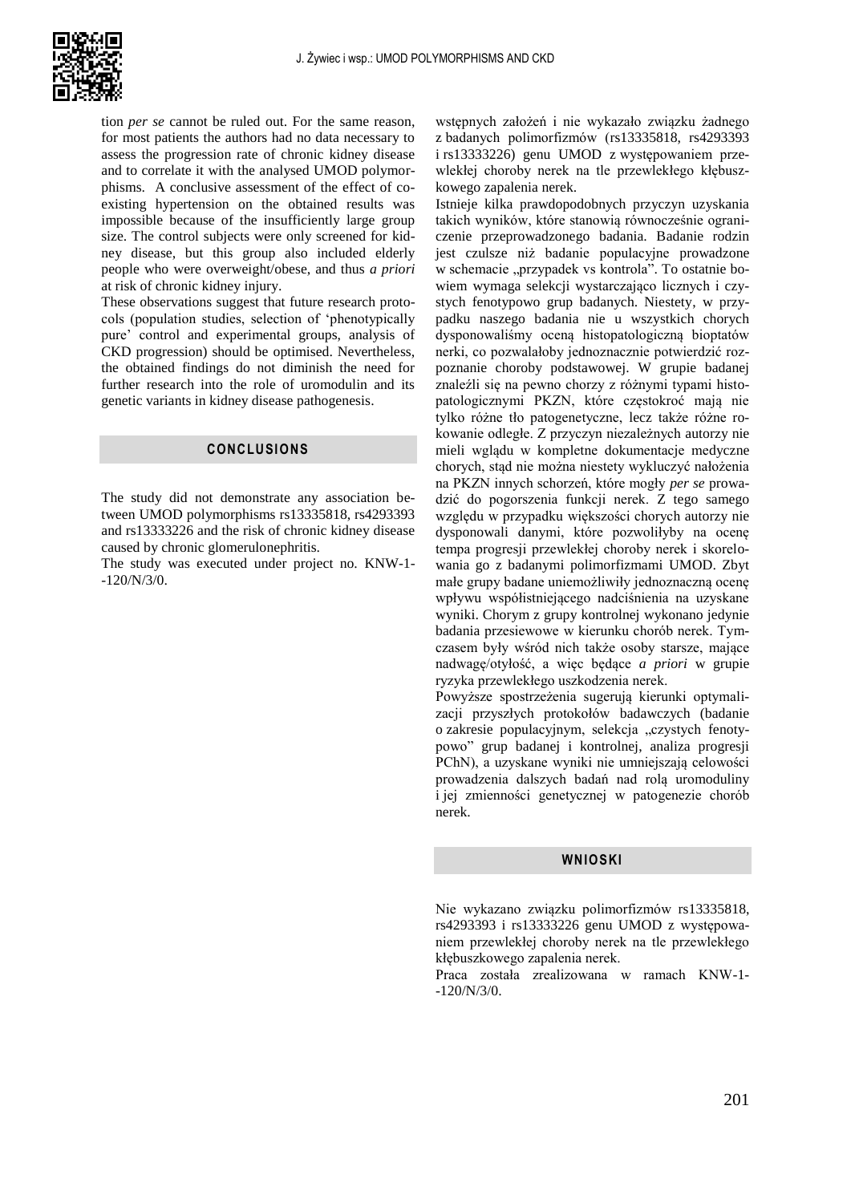tion *per se* cannot be ruled out. For the same reason, for most patients the authors had no data necessary to assess the progression rate of chronic kidney disease and to correlate it with the analysed UMOD polymorphisms. A conclusive assessment of the effect of co-existing hypertension on the obtained results was impossible because of the insufficiently large group size. The control subjects were only screened for kidney disease, but this group also included elderly people who were overweight/obese, and thus *a priori* at risk of chronic kidney injury.

These observations suggest that future research protocols (population studies, selection of 'phenotypically pure' control and experimental groups, analysis of CKD progression) should be optimised. Nevertheless, the obtained findings do not diminish the need for further research into the role of uromodulin and its genetic variants in kidney disease pathogenesis.

## CONCLUSIONS

The study did not demonstrate any association between UMOD polymorphisms rs13335818, rs4293393 and rs13333226 and the risk of chronic kidney disease caused by chronic glomerulonephritis.

The study was executed under project no. KNW-1--120/N/3/0.

wstępnych założeń i nie wykazało związku żadnego z badanych polimorfizmów (rs13335818, rs4293393 i rs13333226) genu UMOD z występowaniem przewlekłej choroby nerek na tle przewlekłego kłębuszkowego zapalenia nerek.

Istnieje kilka prawdopodobnych przyczyn uzyskania takich wyników, które stanowią równocześnie ograniczenie przeprowadzonego badania. Badanie rodzin jest czulsze niż badanie populacyjne prowadzone w schemacie „przypadek vs kontrola". To ostatnie bowiem wymaga selekcji wystarczająco licznych i czystych fenotypowo grup badanych. Niestety, w przypadku naszego badania nie u wszystkich chorych dysponowaliśmy oceną histopatologiczną bioptatów nerki, co pozwalałoby jednoznacznie potwierdzić rozpoznanie choroby podstawowej. W grupie badanej znaleźli się na pewno chorzy z różnymi typami histopatologicznymi PKZN, które częstokroć mają nie tylko różne tło patogenetyczne, lecz także różne rokowanie odległe. Z przyczyn niezależnych autorzy nie mieli wglądu w kompletne dokumentacje medyczne chorych, stąd nie można niestety wykluczyć nałożenia na PKZN innych schorzeń, które mogły *per se* prowadzić do pogorszenia funkcji nerek. Z tego samego względu w przypadku większości chorych autorzy nie dysponowali danymi, które pozwoliłyby na ocenę tempa progresji przewlekłej choroby nerek i skorelowania go z badanymi polimorfizmami UMOD. Zbyt małe grupy badane uniemożliwiły jednoznaczną ocenę wpływu współistniejącego nadciśnienia na uzyskane wyniki. Chorym z grupy kontrolnej wykonano jedynie badania przesiewowe w kierunku chorób nerek. Tymczasem były wśród nich także osoby starsze, mające nadwagę/otyłość, a więc będące *a priori* w grupie ryzyka przewlekłego uszkodzenia nerek.

Powyższe spostrzeżenia sugerują kierunki optymalizacji przyszłych protokołów badawczych (badanie o zakresie populacyjnym, selekcja „czystych fenotypowo" grup badanej i kontrolnej, analiza progresji PChN), a uzyskane wyniki nie umniejszają celowości prowadzenia dalszych badań nad rolą uromoduliny i jej zmienności genetycznej w patogenezie chorób nerek.

## WNIOSKI

Nie wykazano związku polimorfizmów rs13335818, rs4293393 i rs13333226 genu UMOD z występowaniem przewlekłej choroby nerek na tle przewlekłego kłębuszkowego zapalenia nerek.

Praca została zrealizowana w ramach KNW-1--120/N/3/0.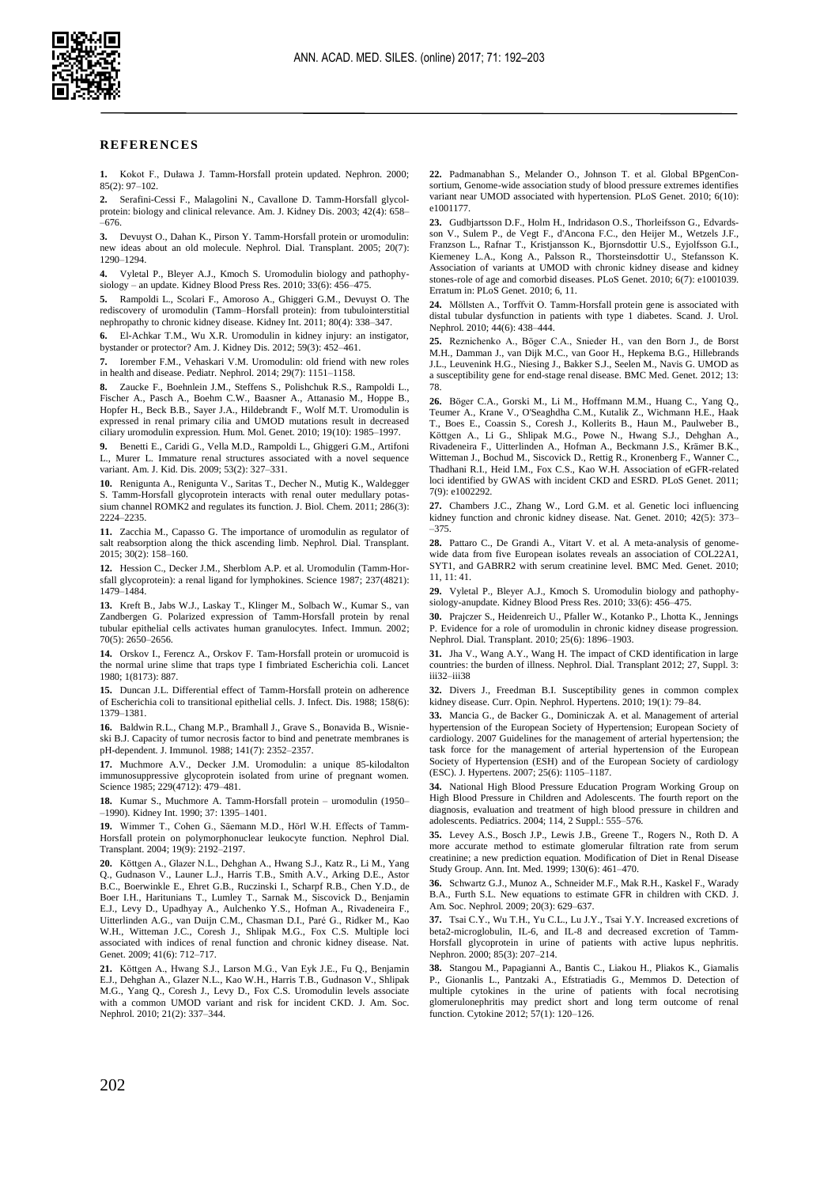## REFERENCES

1. Kokot F., Duława J. Tamm-Horsfall protein updated. Nephron. 2000; 85(2): 97–102.

2. Serafini-Cessi F., Malagolini N., Cavallone D. Tamm-Horsfall glycoprotein: biology and clinical relevance. Am. J. Kidney Dis. 2003; 42(4): 658––676.

3. Devuyst O., Dahan K., Pirson Y. Tamm-Horsfall protein or uromodulin: new ideas about an old molecule. Nephrol. Dial. Transplant. 2005; 20(7): 1290–1294.

4. Vyletal P., Bleyer A.J., Kmoch S. Uromodulin biology and pathophysiology – an update. Kidney Blood Press Res. 2010; 33(6): 456–475.

5. Rampoldi L., Scolari F., Amoroso A., Ghiggeri G.M., Devuyst O. The rediscovery of uromodulin (Tamm–Horsfall protein): from tubulointerstitial nephropathy to chronic kidney disease. Kidney Int. 2011; 80(4): 338–347.

6. El-Achkar T.M., Wu X.R. Uromodulin in kidney injury: an instigator, bystander or protector? Am. J. Kidney Dis. 2012; 59(3): 452–461.

7. Iorember F.M., Vehaskari V.M. Uromodulin: old friend with new roles in health and disease. Pediatr. Nephrol. 2014; 29(7): 1151–1158.

8. Zaucke F., Boehnlein J.M., Steffens S., Polishchuk R.S., Rampoldi L., Fischer A., Pasch A., Boehm C.W., Baasner A., Attanasio M., Hoppe B., Hopfer H., Beck B.B., Sayer J.A., Hildebrandt F., Wolf M.T. Uromodulin is expressed in renal primary cilia and UMOD mutations result in decreased ciliary uromodulin expression. Hum. Mol. Genet. 2010; 19(10): 1985–1997.

9. Benetti E., Caridi G., Vella M.D., Rampoldi L., Ghiggeri G.M., Artifoni L., Murer L. Immature renal structures associated with a novel sequence variant. Am. J. Kid. Dis. 2009; 53(2): 327–331.

10. Renigunta A., Renigunta V., Saritas T., Decher N., Mutig K., Waldegger S. Tamm-Horsfall glycoprotein interacts with renal outer medullary potassium channel ROMK2 and regulates its function. J. Biol. Chem. 2011; 286(3): 2224–2235.

11. Zacchia M., Capasso G. The importance of uromodulin as regulator of salt reabsorption along the thick ascending limb. Nephrol. Dial. Transplant. 2015; 30(2): 158–160.

12. Hession C., Decker J.M., Sherblom A.P. et al. Uromodulin (Tamm-Horsfall glycoprotein): a renal ligand for lymphokines. Science 1987; 237(4821): 1479–1484.

13. Kreft B., Jabs W.J., Laskay T., Klinger M., Solbach W., Kumar S., van Zandbergen G. Polarized expression of Tamm-Horsfall protein by renal tubular epithelial cells activates human granulocytes. Infect. Immun. 2002; 70(5): 2650–2656.

14. Orskov I., Ferencz A., Orskov F. Tam-Horsfall protein or uromucoid is the normal urine slime that traps type I fimbriated Escherichia coli. Lancet 1980; 1(8173): 887.

15. Duncan J.L. Differential effect of Tamm-Horsfall protein on adherence of Escherichia coli to transitional epithelial cells. J. Infect. Dis. 1988; 158(6): 1379–1381.

16. Baldwin R.L., Chang M.P., Bramhall J., Grave S., Bonavida B., Wisnieski B.J. Capacity of tumor necrosis factor to bind and penetrate membranes is pH-dependent. J. Immunol. 1988; 141(7): 2352–2357.

17. Muchmore A.V., Decker J.M. Uromodulin: a unique 85-kilodalton immunosuppressive glycoprotein isolated from urine of pregnant women. Science 1985; 229(4712): 479–481.

18. Kumar S., Muchmore A. Tamm-Horsfall protein – uromodulin (1950––1990). Kidney Int. 1990; 37: 1395–1401.

19. Wimmer T., Cohen G., Säemann M.D., Hörl W.H. Effects of Tamm-Horsfall protein on polymorphonuclear leukocyte function. Nephrol Dial. Transplant. 2004; 19(9): 2192–2197.

20. Köttgen A., Glazer N.L., Dehghan A., Hwang S.J., Katz R., Li M., Yang Q., Gudnason V., Launer L.J., Harris T.B., Smith A.V., Arking D.E., Astor B.C., Boerwinkle E., Ehret G.B., Ruczinski I., Scharpf R.B., Chen Y.D., de Boer I.H., Haritunians T., Lumley T., Sarnak M., Siscovick D., Benjamin E.J., Levy D., Upadhyay A., Aulchenko Y.S., Hofman A., Rivadeneira F., Uitterlinden A.G., van Duijn C.M., Chasman D.I., Paré G., Ridker M., Kao W.H., Witteman J.C., Coresh J., Shlipak M.G., Fox C.S. Multiple loci associated with indices of renal function and chronic kidney disease. Nat. Genet. 2009; 41(6): 712–717.

21. Köttgen A., Hwang S.J., Larson M.G., Van Eyk J.E., Fu Q., Benjamin E.J., Dehghan A., Glazer N.L., Kao W.H., Harris T.B., Gudnason V., Shlipak M.G., Yang Q., Coresh J., Levy D., Fox C.S. Uromodulin levels associate with a common UMOD variant and risk for incident CKD. J. Am. Soc. Nephrol. 2010; 21(2): 337–344.

22. Padmanabhan S., Melander O., Johnson T. et al. Global BPgenConsortium, Genome-wide association study of blood pressure extremes identifies variant near UMOD associated with hypertension. PLoS Genet. 2010; 6(10): e1001177.

23. Gudbjartsson D.F., Holm H., Indridason O.S., Thorleifsson G., Edvardsson V., Sulem P., de Vegt F., d'Ancona F.C., den Heijer M., Wetzels J.F., Franzson L., Rafnar T., Kristjansson K., Bjornsdottir U.S., Eyjolfsson G.I., Kiemeney L.A., Kong A., Palsson R., Thorsteinsdottir U., Stefansson K. Association of variants at UMOD with chronic kidney disease and kidney stones-role of age and comorbid diseases. PLoS Genet. 2010; 6(7): e1001039. Erratum in: PLoS Genet. 2010; 6, 11.

24. Möllsten A., Torffvit O. Tamm-Horsfall protein gene is associated with distal tubular dysfunction in patients with type 1 diabetes. Scand. J. Urol. Nephrol. 2010; 44(6): 438–444.

25. Reznichenko A., Böger C.A., Snieder H., van den Born J., de Borst M.H., Damman J., van Dijk M.C., van Goor H., Hepkema B.G., Hillebrands J.L., Leuvenink H.G., Niesing J., Bakker S.J., Seelen M., Navis G. UMOD as a susceptibility gene for end-stage renal disease. BMC Med. Genet. 2012; 13: 78.

26. Böger C.A., Gorski M., Li M., Hoffmann M.M., Huang C., Yang Q., Teumer A., Krane V., O'Seaghdha C.M., Kutalik Z., Wichmann H.E., Haak T., Boes E., Coassin S., Coresh J., Kollerits B., Haun M., Paulweber B., Köttgen A., Li G., Shlipak M.G., Powe N., Hwang S.J., Dehghan A., Rivadeneira F., Uitterlinden A., Hofman A., Beckmann J.S., Krämer B.K., Witteman J., Bochud M., Siscovick D., Rettig R., Kronenberg F., Wanner C., Thadhani R.I., Heid I.M., Fox C.S., Kao W.H. Association of eGFR-related loci identified by GWAS with incident CKD and ESRD. PLoS Genet. 2011; 7(9): e1002292.

27. Chambers J.C., Zhang W., Lord G.M. et al. Genetic loci influencing kidney function and chronic kidney disease. Nat. Genet. 2010; 42(5): 373––375.

28. Pattaro C., De Grandi A., Vitart V. et al. A meta-analysis of genome-wide data from five European isolates reveals an association of COL22A1, SYT1, and GABRR2 with serum creatinine level. BMC Med. Genet. 2010; 11, 11: 41.

29. Vyletal P., Bleyer A.J., Kmoch S. Uromodulin biology and pathophysiology-anupdate. Kidney Blood Press Res. 2010; 33(6): 456–475.

30. Prajczer S., Heidenreich U., Pfaller W., Kotanko P., Lhotta K., Jennings P. Evidence for a role of uromodulin in chronic kidney disease progression. Nephrol. Dial. Transplant. 2010; 25(6): 1896–1903.

31. Jha V., Wang A.Y., Wang H. The impact of CKD identification in large countries: the burden of illness. Nephrol. Dial. Transplant 2012; 27, Suppl. 3: iii32–iii38

32. Divers J., Freedman B.I. Susceptibility genes in common complex kidney disease. Curr. Opin. Nephrol. Hypertens. 2010; 19(1): 79–84.

33. Mancia G., de Backer G., Dominiczak A. et al. Management of arterial hypertension of the European Society of Hypertension; European Society of cardiology. 2007 Guidelines for the management of arterial hypertension; the task force for the management of arterial hypertension of the European Society of Hypertension (ESH) and of the European Society of cardiology (ESC). J. Hypertens. 2007; 25(6): 1105–1187.

34. National High Blood Pressure Education Program Working Group on High Blood Pressure in Children and Adolescents. The fourth report on the diagnosis, evaluation and treatment of high blood pressure in children and adolescents. Pediatrics. 2004; 114, 2 Suppl.: 555–576.

35. Levey A.S., Bosch J.P., Lewis J.B., Greene T., Rogers N., Roth D. A more accurate method to estimate glomerular filtration rate from serum creatinine; a new prediction equation. Modification of Diet in Renal Disease Study Group. Ann. Int. Med. 1999; 130(6): 461–470.

36. Schwartz G.J., Munoz A., Schneider M.F., Mak R.H., Kaskel F., Warady B.A., Furth S.L. New equations to estimate GFR in children with CKD. J. Am. Soc. Nephrol. 2009; 20(3): 629–637.

37. Tsai C.Y., Wu T.H., Yu C.L., Lu J.Y., Tsai Y.Y. Increased excretions of beta2-microglobulin, IL-6, and IL-8 and decreased excretion of Tamm-Horsfall glycoprotein in urine of patients with active lupus nephritis. Nephron. 2000; 85(3): 207–214.

38. Stangou M., Papagianni A., Bantis C., Liakou H., Pliakos K., Giamalis P., Gionanlis L., Pantzaki A., Efstratiadis G., Memmos D. Detection of multiple cytokines in the urine of patients with focal necrotising glomerulonephritis may predict short and long term outcome of renal function. Cytokine 2012; 57(1): 120–126.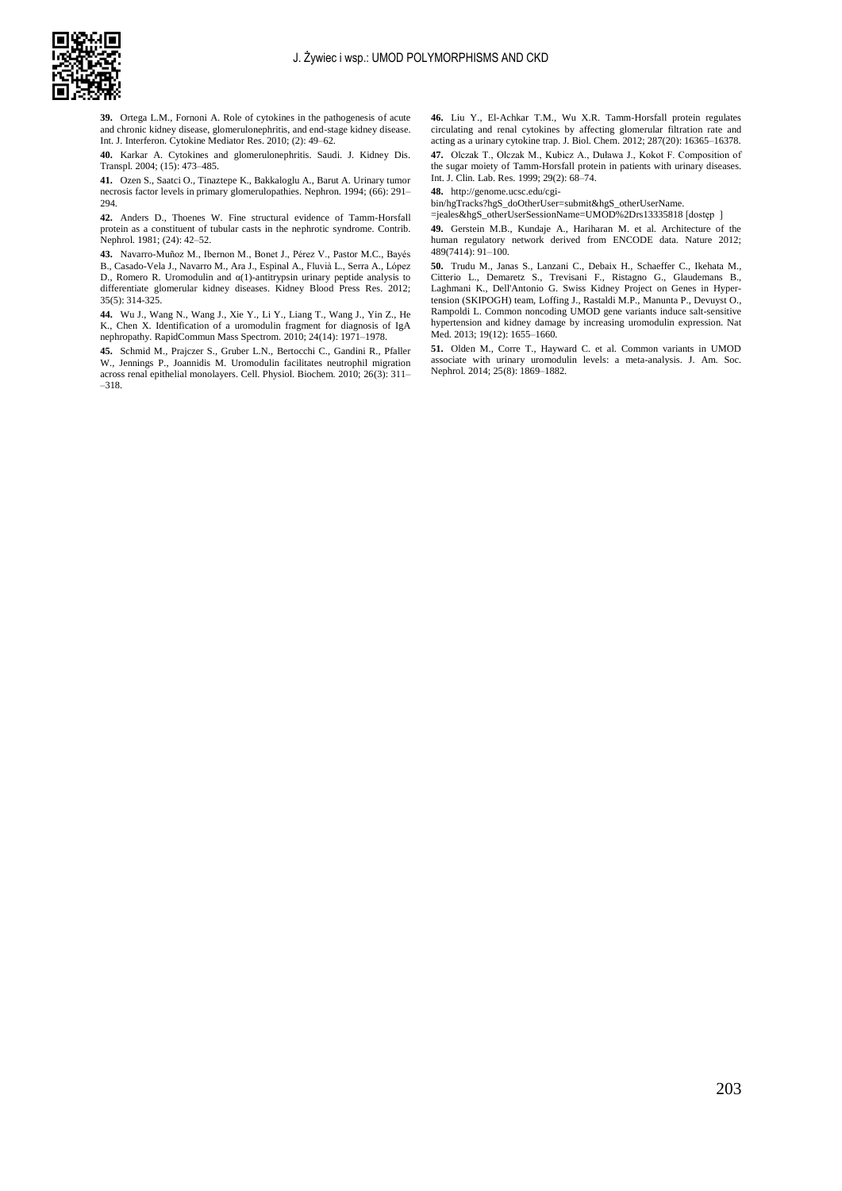**39.** Ortega L.M., Fornoni A. Role of cytokines in the pathogenesis of acute and chronic kidney disease, glomerulonephritis, and end-stage kidney disease. Int. J. Interferon. Cytokine Mediator Res. 2010; (2): 49–62.

**40.** Karkar A. Cytokines and glomerulonephritis. Saudi. J. Kidney Dis. Transpl. 2004; (15): 473–485.

**41.** Ozen S., Saatci O., Tinaztepe K., Bakkaloglu A., Barut A. Urinary tumor necrosis factor levels in primary glomerulopathies. Nephron. 1994; (66): 291–294.

**42.** Anders D., Thoenes W. Fine structural evidence of Tamm-Horsfall protein as a constituent of tubular casts in the nephrotic syndrome. Contrib. Nephrol. 1981; (24): 42–52.

**43.** Navarro-Muñoz M., Ibernon M., Bonet J., Pérez V., Pastor M.C., Bayés B., Casado-Vela J., Navarro M., Ara J., Espinal A., Fluvià L., Serra A., López D., Romero R. Uromodulin and α(1)-antitrypsin urinary peptide analysis to differentiate glomerular kidney diseases. Kidney Blood Press Res. 2012; 35(5): 314-325.

**44.** Wu J., Wang N., Wang J., Xie Y., Li Y., Liang T., Wang J., Yin Z., He K., Chen X. Identification of a uromodulin fragment for diagnosis of IgA nephropathy. RapidCommun Mass Spectrom. 2010; 24(14): 1971–1978.

**45.** Schmid M., Prajczer S., Gruber L.N., Bertocchi C., Gandini R., Pfaller W., Jennings P., Joannidis M. Uromodulin facilitates neutrophil migration across renal epithelial monolayers. Cell. Physiol. Biochem. 2010; 26(3): 311–318.

**46.** Liu Y., El-Achkar T.M., Wu X.R. Tamm-Horsfall protein regulates circulating and renal cytokines by affecting glomerular filtration rate and acting as a urinary cytokine trap. J. Biol. Chem. 2012; 287(20): 16365–16378.

**47.** Olczak T., Olczak M., Kubicz A., Duława J., Kokot F. Composition of the sugar moiety of Tamm-Horsfall protein in patients with urinary diseases. Int. J. Clin. Lab. Res. 1999; 29(2): 68–74.

**48.** http://genome.ucsc.edu/cgi-bin/hgTracks?hgS_doOtherUser=submit&hgS_otherUserName.=jeales&hgS_otherUserSessionName=UMOD%2Drs13335818 [dostęp ]

**49.** Gerstein M.B., Kundaje A., Hariharan M. et al. Architecture of the human regulatory network derived from ENCODE data. Nature 2012; 489(7414): 91–100.

**50.** Trudu M., Janas S., Lanzani C., Debaix H., Schaeffer C., Ikehata M., Citterio L., Demaretz S., Trevisani F., Ristagno G., Glaudemans B., Laghmani K., Dell'Antonio G. Swiss Kidney Project on Genes in Hypertension (SKIPOGH) team, Loffing J., Rastaldi M.P., Manunta P., Devuyst O., Rampoldi L. Common noncoding UMOD gene variants induce salt-sensitive hypertension and kidney damage by increasing uromodulin expression. Nat Med. 2013; 19(12): 1655–1660.

**51.** Olden M., Corre T., Hayward C. et al. Common variants in UMOD associate with urinary uromodulin levels: a meta-analysis. J. Am. Soc. Nephrol. 2014; 25(8): 1869–1882.